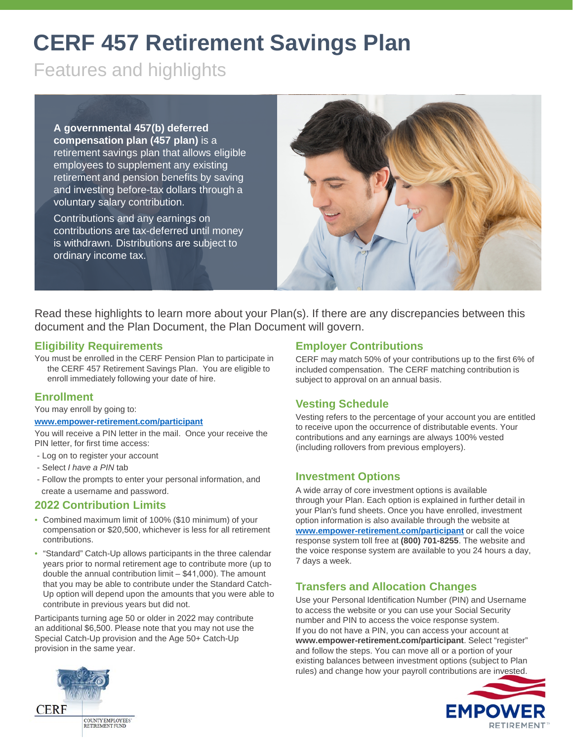# CERF 457 Retirement Savings Plan

## Features and highlights

**A governmental 457(b) deferred compensation plan (457 plan)** is a retirement savings plan that allows eligible employees to supplement any existing retirement and pension benefits by saving and investing before-tax dollars through a voluntary salary contribution.

Contributions and any earnings on contributions are tax-deferred until money is withdrawn. Distributions are subject to ordinary income tax.

Read these highlights to learn more about your Plan(s). If there are any discrepancies between this document and the Plan Document, the Plan Document will govern.

### Eligibility Requirements

You must be enrolled in the CERF Pension Plan to participate in the CERF 457 Retirement Savings Plan. You are eligible to enroll immediately following your date of hire.

### Enrollment

You may enroll by going to:

**www.empower-retirement.com/participant**

You will receive a PIN letter in the mail. Once your receive the PIN letter, for first time access:

- Log on to register your account
- Select *I have a PIN* tab
- Follow the prompts to enter your personal information, and create a username and password.

### 2022 Contribution Limits

- Combined maximum limit of 100% ($10 minimum) of your compensation or $20,500, whichever is less for all retirement contributions.
- "Standard" Catch-Up allows participants in the three calendar years prior to normal retirement age to contribute more (up to double the annual contribution limit – $41,000). The amount that you may be able to contribute under the Standard Catch-Up option will depend upon the amounts that you were able to contribute in previous years but did not.

Participants turning age 50 or older in 2022 may contribute an additional $6,500. Please note that you may not use the Special Catch-Up provision and the Age 50+ Catch-Up provision in the same year.

### Employer Contributions

CERF may match 50% of your contributions up to the first 6% of included compensation. The CERF matching contribution is subject to approval on an annual basis.

### Vesting Schedule

Vesting refers to the percentage of your account you are entitled to receive upon the occurrence of distributable events. Your contributions and any earnings are always 100% vested (including rollovers from previous employers).

### Investment Options

A wide array of core investment options is available through your Plan. Each option is explained in further detail in your Plan's fund sheets. Once you have enrolled, investment option information is also available through the website at **www.empower-retirement.com/participant** or call the voice response system toll free at **(800) 701-8255**. The website and the voice response system are available to you 24 hours a day, 7 days a week.

### Transfers and Allocation Changes

Use your Personal Identification Number (PIN) and Username to access the website or you can use your Social Security number and PIN to access the voice response system. If you do not have a PIN, you can access your account at **www.empower-retirement.com/participant**. Select "register" and follow the steps. You can move all or a portion of your existing balances between investment options (subject to Plan rules) and change how your payroll contributions are invested.

CERF
COUNTY EMPLOYEES' RETIREMENT FUND

EMPOWER RETIREMENT™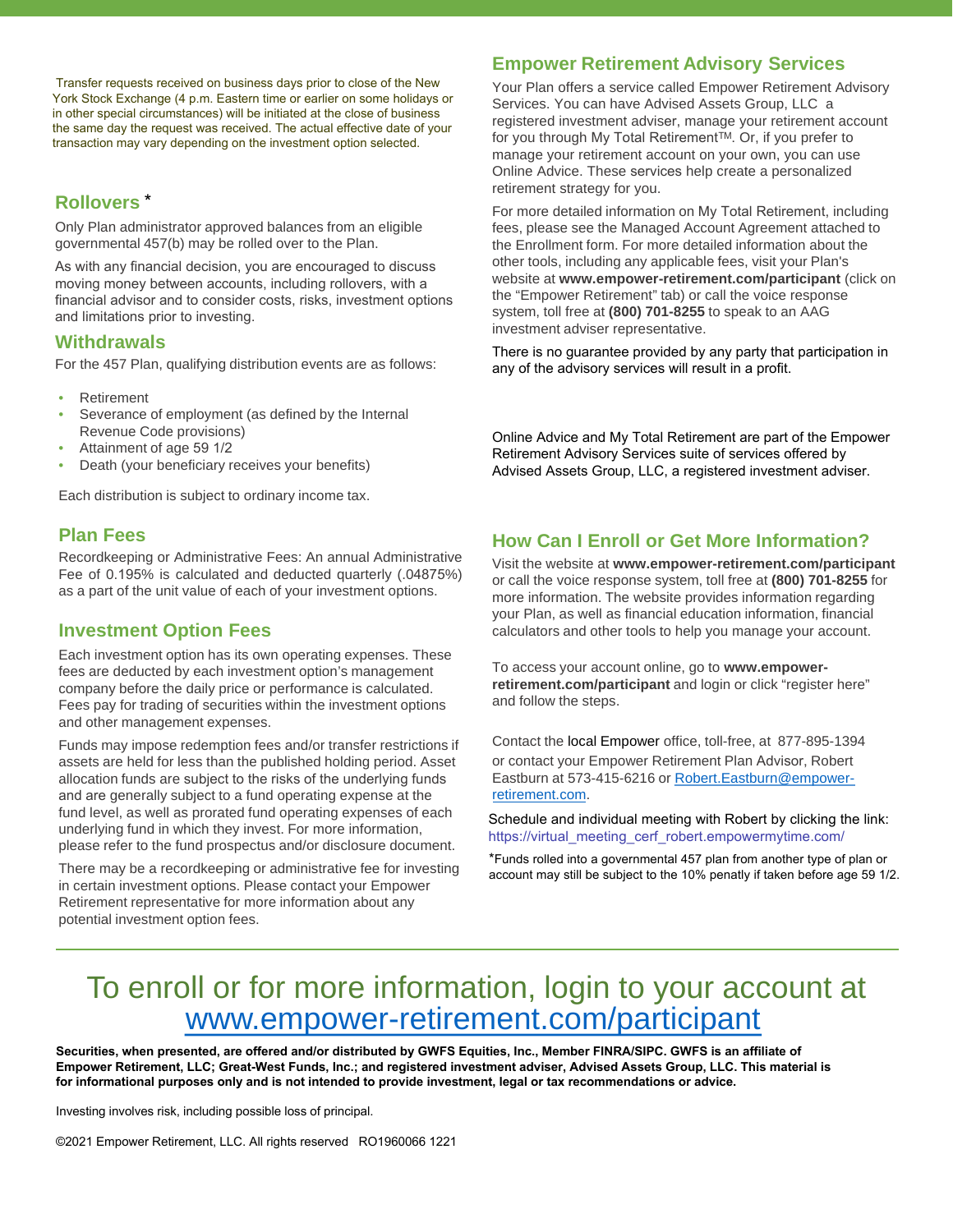Transfer requests received on business days prior to close of the New York Stock Exchange (4 p.m. Eastern time or earlier on some holidays or in other special circumstances) will be initiated at the close of business the same day the request was received. The actual effective date of your transaction may vary depending on the investment option selected.

## Rollovers *

Only Plan administrator approved balances from an eligible governmental 457(b) may be rolled over to the Plan.

As with any financial decision, you are encouraged to discuss moving money between accounts, including rollovers, with a financial advisor and to consider costs, risks, investment options and limitations prior to investing.

## Withdrawals

For the 457 Plan, qualifying distribution events are as follows:

- Retirement
- Severance of employment (as defined by the Internal Revenue Code provisions)
- Attainment of age 59 1/2
- Death (your beneficiary receives your benefits)

Each distribution is subject to ordinary income tax.

## Plan Fees

Recordkeeping or Administrative Fees: An annual Administrative Fee of 0.195% is calculated and deducted quarterly (.04875%) as a part of the unit value of each of your investment options.

## Investment Option Fees

Each investment option has its own operating expenses. These fees are deducted by each investment option's management company before the daily price or performance is calculated. Fees pay for trading of securities within the investment options and other management expenses.

Funds may impose redemption fees and/or transfer restrictions if assets are held for less than the published holding period. Asset allocation funds are subject to the risks of the underlying funds and are generally subject to a fund operating expense at the fund level, as well as prorated fund operating expenses of each underlying fund in which they invest. For more information, please refer to the fund prospectus and/or disclosure document.

There may be a recordkeeping or administrative fee for investing in certain investment options. Please contact your Empower Retirement representative for more information about any potential investment option fees.

## Empower Retirement Advisory Services

Your Plan offers a service called Empower Retirement Advisory Services. You can have Advised Assets Group, LLC a registered investment adviser, manage your retirement account for you through My Total Retirement™. Or, if you prefer to manage your retirement account on your own, you can use Online Advice. These services help create a personalized retirement strategy for you.

For more detailed information on My Total Retirement, including fees, please see the Managed Account Agreement attached to the Enrollment form. For more detailed information about the other tools, including any applicable fees, visit your Plan's website at **www.empower-retirement.com/participant** (click on the "Empower Retirement" tab) or call the voice response system, toll free at **(800) 701-8255** to speak to an AAG investment adviser representative.

There is no guarantee provided by any party that participation in any of the advisory services will result in a profit.

Online Advice and My Total Retirement are part of the Empower Retirement Advisory Services suite of services offered by Advised Assets Group, LLC, a registered investment adviser.

## How Can I Enroll or Get More Information?

Visit the website at **www.empower-retirement.com/participant** or call the voice response system, toll free at **(800) 701-8255** for more information. The website provides information regarding your Plan, as well as financial education information, financial calculators and other tools to help you manage your account.

To access your account online, go to **www.empower-retirement.com/participant** and login or click "register here" and follow the steps.

Contact the local Empower office, toll-free, at 877-895-1394 or contact your Empower Retirement Plan Advisor, Robert Eastburn at 573-415-6216 or Robert.Eastburn@empower-retirement.com.

Schedule and individual meeting with Robert by clicking the link: https://virtual_meeting_cerf_robert.empowermytime.com/

*Funds rolled into a governmental 457 plan from another type of plan or account may still be subject to the 10% penalty if taken before age 59 1/2.

## To enroll or for more information, login to your account at www.empower-retirement.com/participant

**Securities, when presented, are offered and/or distributed by GWFS Equities, Inc., Member FINRA/SIPC. GWFS is an affiliate of Empower Retirement, LLC; Great-West Funds, Inc.; and registered investment adviser, Advised Assets Group, LLC. This material is for informational purposes only and is not intended to provide investment, legal or tax recommendations or advice.**

Investing involves risk, including possible loss of principal.

©2021 Empower Retirement, LLC. All rights reserved RO1960066 1221